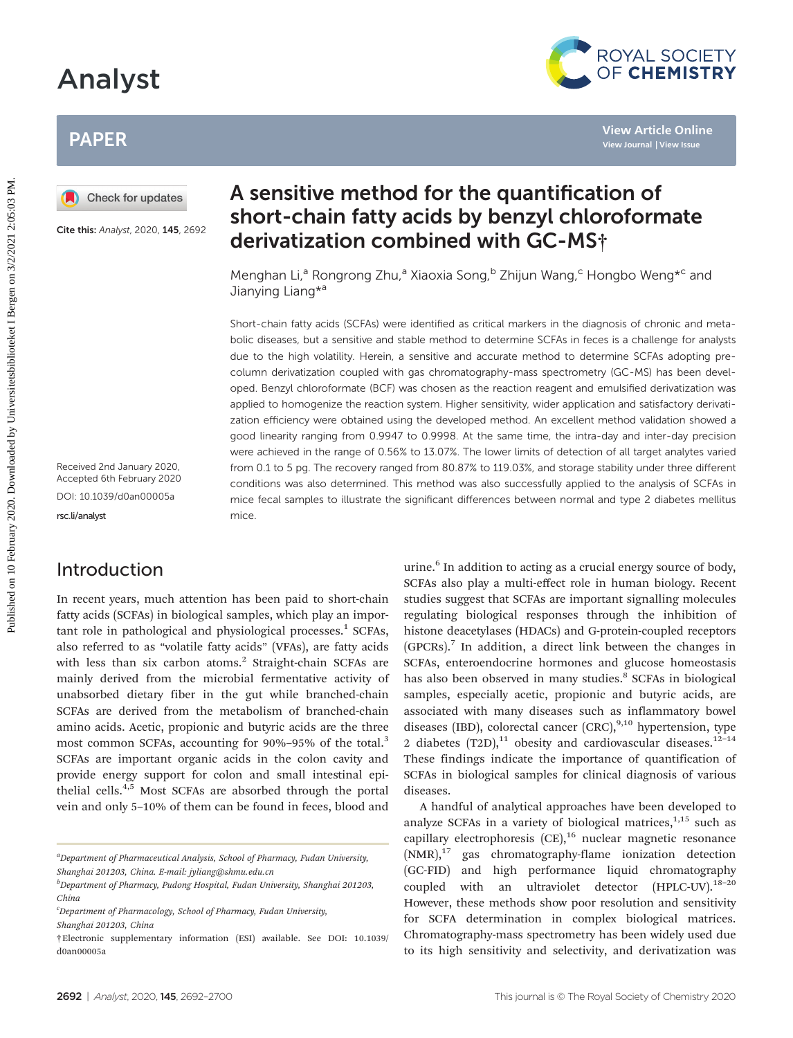# A sensitive method for the quantification of short-chain fatty acids by benzyl chloroformate derivatization combined with GC-MS†

Menghan Li,[a] Rongrong Zhu,[a] Xiaoxia Song,[b] Zhijun Wang,[c] Hongbo Weng*[c] and Jianying Liang*[a]

Cite this: *Analyst*, 2020, **145**, 2692

Received 2nd January 2020, Accepted 6th February 2020

DOI: 10.1039/d0an00005a

rsc.li/analyst

Short-chain fatty acids (SCFAs) were identified as critical markers in the diagnosis of chronic and metabolic diseases, but a sensitive and stable method to determine SCFAs in feces is a challenge for analysts due to the high volatility. Herein, a sensitive and accurate method to determine SCFAs adopting pre-column derivatization coupled with gas chromatography-mass spectrometry (GC-MS) has been developed. Benzyl chloroformate (BCF) was chosen as the reaction reagent and emulsified derivatization was applied to homogenize the reaction system. Higher sensitivity, wider application and satisfactory derivatization efficiency were obtained using the developed method. An excellent method validation showed a good linearity ranging from 0.9947 to 0.9998. At the same time, the intra-day and inter-day precision were achieved in the range of 0.56% to 13.07%. The lower limits of detection of all target analytes varied from 0.1 to 5 pg. The recovery ranged from 80.87% to 119.03%, and storage stability under three different conditions was also determined. This method was also successfully applied to the analysis of SCFAs in mice fecal samples to illustrate the significant differences between normal and type 2 diabetes mellitus mice.

## Introduction

In recent years, much attention has been paid to short-chain fatty acids (SCFAs) in biological samples, which play an important role in pathological and physiological processes.[1] SCFAs, also referred to as "volatile fatty acids" (VFAs), are fatty acids with less than six carbon atoms.[2] Straight-chain SCFAs are mainly derived from the microbial fermentative activity of unabsorbed dietary fiber in the gut while branched-chain SCFAs are derived from the metabolism of branched-chain amino acids. Acetic, propionic and butyric acids are the three most common SCFAs, accounting for 90%–95% of the total.[3] SCFAs are important organic acids in the colon cavity and provide energy support for colon and small intestinal epithelial cells.[4,5] Most SCFAs are absorbed through the portal vein and only 5–10% of them can be found in feces, blood and urine.[6] In addition to acting as a crucial energy source of body, SCFAs also play a multi-effect role in human biology. Recent studies suggest that SCFAs are important signalling molecules regulating biological responses through the inhibition of histone deacetylases (HDACs) and G-protein-coupled receptors (GPCRs).[7] In addition, a direct link between the changes in SCFAs, enteroendocrine hormones and glucose homeostasis has also been observed in many studies.[8] SCFAs in biological samples, especially acetic, propionic and butyric acids, are associated with many diseases such as inflammatory bowel diseases (IBD), colorectal cancer (CRC),[9,10] hypertension, type 2 diabetes (T2D),[11] obesity and cardiovascular diseases.[12–14] These findings indicate the importance of quantification of SCFAs in biological samples for clinical diagnosis of various diseases.

A handful of analytical approaches have been developed to analyze SCFAs in a variety of biological matrices,[1,15] such as capillary electrophoresis (CE),[16] nuclear magnetic resonance (NMR),[17] gas chromatography-flame ionization detection (GC-FID) and high performance liquid chromatography coupled with an ultraviolet detector (HPLC-UV).[18–20] However, these methods show poor resolution and sensitivity for SCFA determination in complex biological matrices. Chromatography-mass spectrometry has been widely used due to its high sensitivity and selectivity, and derivatization was

---

[a] Department of Pharmaceutical Analysis, School of Pharmacy, Fudan University, Shanghai 201203, China. E-mail: jyliang@shmu.edu.cn

[b] Department of Pharmacy, Pudong Hospital, Fudan University, Shanghai 201203, China

[c] Department of Pharmacology, School of Pharmacy, Fudan University, Shanghai 201203, China

† Electronic supplementary information (ESI) available. See DOI: 10.1039/d0an00005a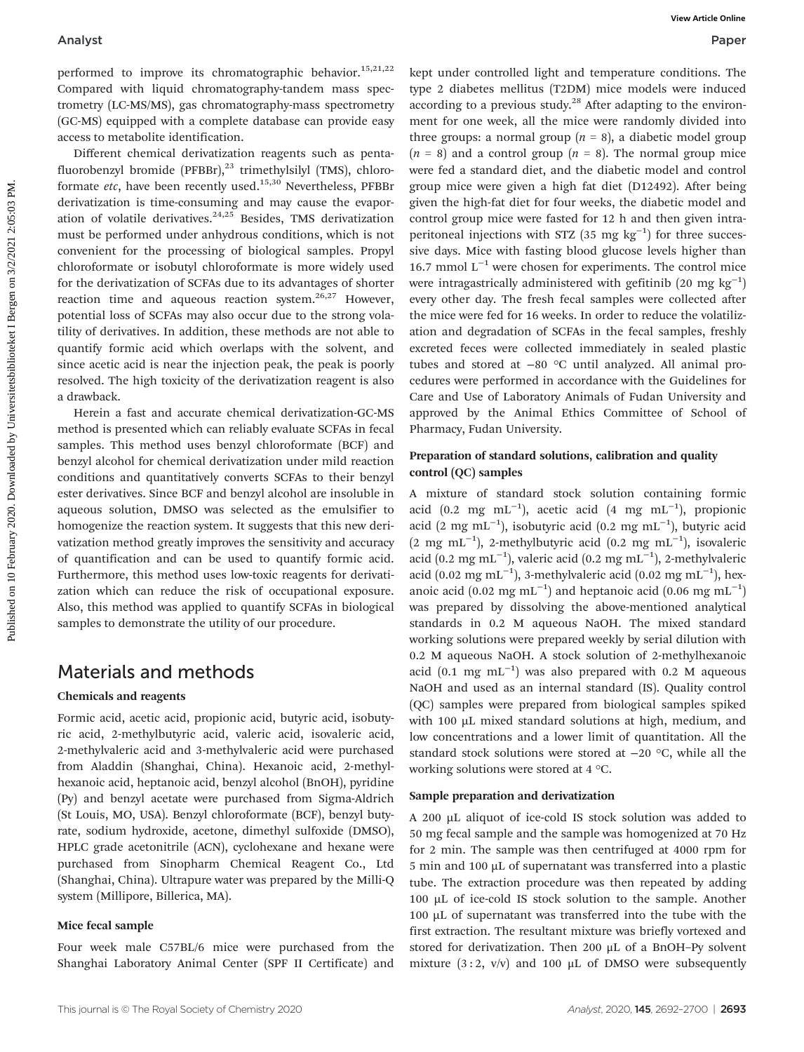performed to improve its chromatographic behavior.[15,21,22] Compared with liquid chromatography-tandem mass spectrometry (LC-MS/MS), gas chromatography-mass spectrometry (GC-MS) equipped with a complete database can provide easy access to metabolite identification.

Different chemical derivatization reagents such as pentafluorobenzyl bromide (PFBBr),[23] trimethylsilyl (TMS), chloroformate *etc*, have been recently used.[15,30] Nevertheless, PFBBr derivatization is time-consuming and may cause the evaporation of volatile derivatives.[24,25] Besides, TMS derivatization must be performed under anhydrous conditions, which is not convenient for the processing of biological samples. Propyl chloroformate or isobutyl chloroformate is more widely used for the derivatization of SCFAs due to its advantages of shorter reaction time and aqueous reaction system.[26,27] However, potential loss of SCFAs may also occur due to the strong volatility of derivatives. In addition, these methods are not able to quantify formic acid which overlaps with the solvent, and since acetic acid is near the injection peak, the peak is poorly resolved. The high toxicity of the derivatization reagent is also a drawback.

Herein a fast and accurate chemical derivatization-GC-MS method is presented which can reliably evaluate SCFAs in fecal samples. This method uses benzyl chloroformate (BCF) and benzyl alcohol for chemical derivatization under mild reaction conditions and quantitatively converts SCFAs to their benzyl ester derivatives. Since BCF and benzyl alcohol are insoluble in aqueous solution, DMSO was selected as the emulsifier to homogenize the reaction system. It suggests that this new derivatization method greatly improves the sensitivity and accuracy of quantification and can be used to quantify formic acid. Furthermore, this method uses low-toxic reagents for derivatization which can reduce the risk of occupational exposure. Also, this method was applied to quantify SCFAs in biological samples to demonstrate the utility of our procedure.

## Materials and methods

### Chemicals and reagents

Formic acid, acetic acid, propionic acid, butyric acid, isobutyric acid, 2-methylbutyric acid, valeric acid, isovaleric acid, 2-methylvaleric acid and 3-methylvaleric acid were purchased from Aladdin (Shanghai, China). Hexanoic acid, 2-methylhexanoic acid, heptanoic acid, benzyl alcohol (BnOH), pyridine (Py) and benzyl acetate were purchased from Sigma-Aldrich (St Louis, MO, USA). Benzyl chloroformate (BCF), benzyl butyrate, sodium hydroxide, acetone, dimethyl sulfoxide (DMSO), HPLC grade acetonitrile (ACN), cyclohexane and hexane were purchased from Sinopharm Chemical Reagent Co., Ltd (Shanghai, China). Ultrapure water was prepared by the Milli-Q system (Millipore, Billerica, MA).

### Mice fecal sample

Four week male C57BL/6 mice were purchased from the Shanghai Laboratory Animal Center (SPF II Certificate) and kept under controlled light and temperature conditions. The type 2 diabetes mellitus (T2DM) mice models were induced according to a previous study.[28] After adapting to the environment for one week, all the mice were randomly divided into three groups: a normal group ($n$ = 8), a diabetic model group ($n$ = 8) and a control group ($n$ = 8). The normal group mice were fed a standard diet, and the diabetic model and control group mice were given a high fat diet (D12492). After being given the high-fat diet for four weeks, the diabetic model and control group mice were fasted for 12 h and then given intraperitoneal injections with STZ (35 mg $kg^{-1}$) for three successive days. Mice with fasting blood glucose levels higher than 16.7 mmol $L^{-1}$ were chosen for experiments. The control mice were intragastrically administered with gefitinib (20 mg $kg^{-1}$) every other day. The fresh fecal samples were collected after the mice were fed for 16 weeks. In order to reduce the volatilization and degradation of SCFAs in the fecal samples, freshly excreted feces were collected immediately in sealed plastic tubes and stored at −80 °C until analyzed. All animal procedures were performed in accordance with the Guidelines for Care and Use of Laboratory Animals of Fudan University and approved by the Animal Ethics Committee of School of Pharmacy, Fudan University.

### Preparation of standard solutions, calibration and quality control (QC) samples

A mixture of standard stock solution containing formic acid (0.2 mg $mL^{-1}$), acetic acid (4 mg $mL^{-1}$), propionic acid (2 mg $mL^{-1}$), isobutyric acid (0.2 mg $mL^{-1}$), butyric acid (2 mg $mL^{-1}$), 2-methylbutyric acid (0.2 mg $mL^{-1}$), isovaleric acid (0.2 mg $mL^{-1}$), valeric acid (0.2 mg $mL^{-1}$), 2-methylvaleric acid (0.02 mg $mL^{-1}$), 3-methylvaleric acid (0.02 mg $mL^{-1}$), hexanoic acid (0.02 mg $mL^{-1}$) and heptanoic acid (0.06 mg $mL^{-1}$) was prepared by dissolving the above-mentioned analytical standards in 0.2 M aqueous NaOH. The mixed standard working solutions were prepared weekly by serial dilution with 0.2 M aqueous NaOH. A stock solution of 2-methylhexanoic acid (0.1 mg $mL^{-1}$) was also prepared with 0.2 M aqueous NaOH and used as an internal standard (IS). Quality control (QC) samples were prepared from biological samples spiked with 100 μL mixed standard solutions at high, medium, and low concentrations and a lower limit of quantitation. All the standard stock solutions were stored at −20 °C, while all the working solutions were stored at 4 °C.

### Sample preparation and derivatization

A 200 μL aliquot of ice-cold IS stock solution was added to 50 mg fecal sample and the sample was homogenized at 70 Hz for 2 min. The sample was then centrifuged at 4000 rpm for 5 min and 100 μL of supernatant was transferred into a plastic tube. The extraction procedure was then repeated by adding 100 μL of ice-cold IS stock solution to the sample. Another 100 μL of supernatant was transferred into the tube with the first extraction. The resultant mixture was briefly vortexed and stored for derivatization. Then 200 μL of a BnOH–Py solvent mixture (3 : 2, v/v) and 100 μL of DMSO were subsequently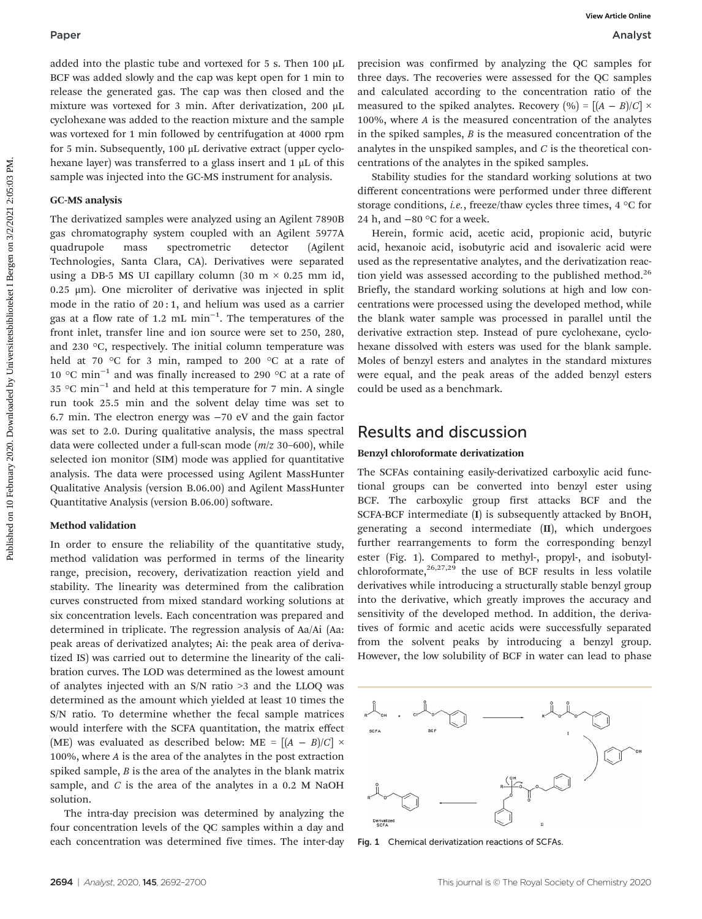added into the plastic tube and vortexed for 5 s. Then 100 μL BCF was added slowly and the cap was kept open for 1 min to release the generated gas. The cap was then closed and the mixture was vortexed for 3 min. After derivatization, 200 μL cyclohexane was added to the reaction mixture and the sample was vortexed for 1 min followed by centrifugation at 4000 rpm for 5 min. Subsequently, 100 μL derivative extract (upper cyclohexane layer) was transferred to a glass insert and 1 μL of this sample was injected into the GC-MS instrument for analysis.

### GC-MS analysis

The derivatized samples were analyzed using an Agilent 7890B gas chromatography system coupled with an Agilent 5977A quadrupole mass spectrometric detector (Agilent Technologies, Santa Clara, CA). Derivatives were separated using a DB-5 MS UI capillary column (30 m × 0.25 mm id, 0.25 μm). One microliter of derivative was injected in split mode in the ratio of 20 : 1, and helium was used as a carrier gas at a flow rate of 1.2 mL $min^{-1}$. The temperatures of the front inlet, transfer line and ion source were set to 250, 280, and 230 °C, respectively. The initial column temperature was held at 70 °C for 3 min, ramped to 200 °C at a rate of 10 °C $min^{-1}$ and was finally increased to 290 °C at a rate of 35 °C $min^{-1}$ and held at this temperature for 7 min. A single run took 25.5 min and the solvent delay time was set to 6.7 min. The electron energy was −70 eV and the gain factor was set to 2.0. During qualitative analysis, the mass spectral data were collected under a full-scan mode (*m*/*z* 30–600), while selected ion monitor (SIM) mode was applied for quantitative analysis. The data were processed using Agilent MassHunter Qualitative Analysis (version B.06.00) and Agilent MassHunter Quantitative Analysis (version B.06.00) software.

### Method validation

In order to ensure the reliability of the quantitative study, method validation was performed in terms of the linearity range, precision, recovery, derivatization reaction yield and stability. The linearity was determined from the calibration curves constructed from mixed standard working solutions at six concentration levels. Each concentration was prepared and determined in triplicate. The regression analysis of Aa/Ai (Aa: peak areas of derivatized analytes; Ai: the peak area of derivatized IS) was carried out to determine the linearity of the calibration curves. The LOD was determined as the lowest amount of analytes injected with an S/N ratio >3 and the LLOQ was determined as the amount which yielded at least 10 times the S/N ratio. To determine whether the fecal sample matrices would interfere with the SCFA quantitation, the matrix effect (ME) was evaluated as described below: $ME = [(A - B)/C] \times 100\%$, where $A$ is the area of the analytes in the post extraction spiked sample, $B$ is the area of the analytes in the blank matrix sample, and $C$ is the area of the analytes in a 0.2 M NaOH solution.

The intra-day precision was determined by analyzing the four concentration levels of the QC samples within a day and each concentration was determined five times. The inter-day precision was confirmed by analyzing the QC samples for three days. The recoveries were assessed for the QC samples and calculated according to the concentration ratio of the measured to the spiked analytes. $\text{Recovery}(\%) = [(A - B)/C] \times 100\%$, where $A$ is the measured concentration of the analytes in the spiked samples, $B$ is the measured concentration of the analytes in the unspiked samples, and $C$ is the theoretical concentrations of the analytes in the spiked samples.

Stability studies for the standard working solutions at two different concentrations were performed under three different storage conditions, *i.e.*, freeze/thaw cycles three times, 4 °C for 24 h, and −80 °C for a week.

Herein, formic acid, acetic acid, propionic acid, butyric acid, hexanoic acid, isobutyric acid and isovaleric acid were used as the representative analytes, and the derivatization reaction yield was assessed according to the published method.[26] Briefly, the standard working solutions at high and low concentrations were processed using the developed method, while the blank water sample was processed in parallel until the derivative extraction step. Instead of pure cyclohexane, cyclohexane dissolved with esters was used for the blank sample. Moles of benzyl esters and analytes in the standard mixtures were equal, and the peak areas of the added benzyl esters could be used as a benchmark.

## Results and discussion

### Benzyl chloroformate derivatization

The SCFAs containing easily-derivatized carboxylic acid functional groups can be converted into benzyl ester using BCF. The carboxylic group first attacks BCF and the SCFA-BCF intermediate (**I**) is subsequently attacked by BnOH, generating a second intermediate (**II**), which undergoes further rearrangements to form the corresponding benzyl ester (Fig. 1). Compared to methyl-, propyl-, and isobutyl-chloroformate,[26,27,29] the use of BCF results in less volatile derivatives while introducing a structurally stable benzyl group into the derivative, which greatly improves the accuracy and sensitivity of the developed method. In addition, the derivatives of formic and acetic acids were successfully separated from the solvent peaks by introducing a benzyl group. However, the low solubility of BCF in water can lead to phase

Fig. 1 Chemical derivatization reactions of SCFAs.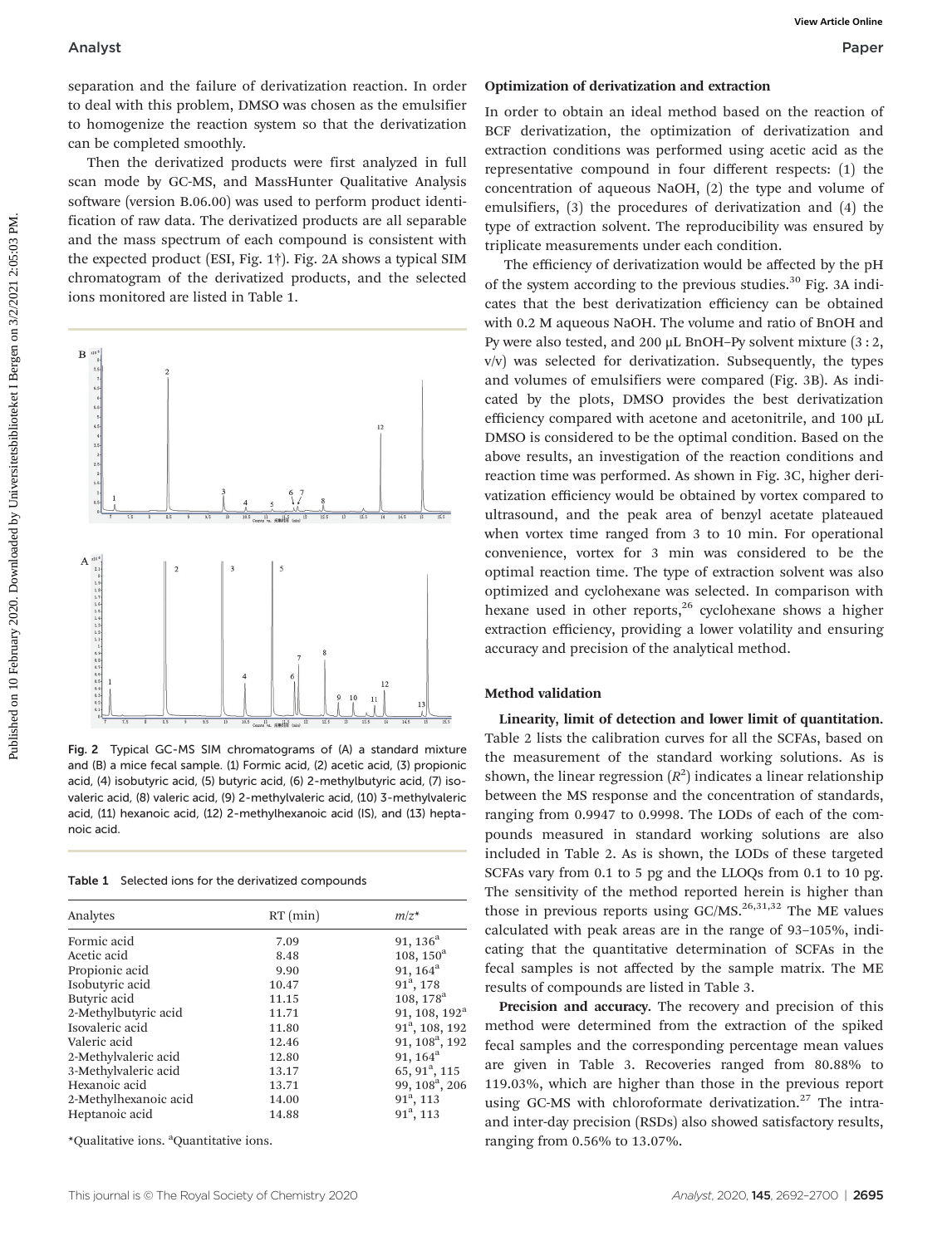separation and the failure of derivatization reaction. In order to deal with this problem, DMSO was chosen as the emulsifier to homogenize the reaction system so that the derivatization can be completed smoothly.

Then the derivatized products were first analyzed in full scan mode by GC-MS, and MassHunter Qualitative Analysis software (version B.06.00) was used to perform product identification of raw data. The derivatized products are all separable and the mass spectrum of each compound is consistent with the expected product (ESI, Fig. 1†). Fig. 2A shows a typical SIM chromatogram of the derivatized products, and the selected ions monitored are listed in Table 1.

Fig. 2 Typical GC-MS SIM chromatograms of (A) a standard mixture and (B) a mice fecal sample. (1) Formic acid, (2) acetic acid, (3) propionic acid, (4) isobutyric acid, (5) butyric acid, (6) 2-methylbutyric acid, (7) isovaleric acid, (8) valeric acid, (9) 2-methylvaleric acid, (10) 3-methylvaleric acid, (11) hexanoic acid, (12) 2-methylhexanoic acid (IS), and (13) heptanoic acid.

Table 1 Selected ions for the derivatized compounds

| Analytes | RT (min) | m/z* |
|---|---|---|
| Formic acid | 7.09 | 91, 136[a] |
| Acetic acid | 8.48 | 108, 150[a] |
| Propionic acid | 9.90 | 91, 164[a] |
| Isobutyric acid | 10.47 | 91[a], 178 |
| Butyric acid | 11.15 | 108, 178[a] |
| 2-Methylbutyric acid | 11.71 | 91, 108, 192[a] |
| Isovaleric acid | 11.80 | 91[a], 108, 192 |
| Valeric acid | 12.46 | 91, 108[a], 192 |
| 2-Methylvaleric acid | 12.80 | 91, 164[a] |
| 3-Methylvaleric acid | 13.17 | 65, 91[a], 115 |
| Hexanoic acid | 13.71 | 99, 108[a], 206 |
| 2-Methylhexanoic acid | 14.00 | 91[a], 113 |
| Heptanoic acid | 14.88 | 91[a], 113 |

*Qualitative ions. [a]Quantitative ions.

### Optimization of derivatization and extraction

In order to obtain an ideal method based on the reaction of BCF derivatization, the optimization of derivatization and extraction conditions was performed using acetic acid as the representative compound in four different respects: (1) the concentration of aqueous NaOH, (2) the type and volume of emulsifiers, (3) the procedures of derivatization and (4) the type of extraction solvent. The reproducibility was ensured by triplicate measurements under each condition.

The efficiency of derivatization would be affected by the pH of the system according to the previous studies.[30] Fig. 3A indicates that the best derivatization efficiency can be obtained with 0.2 M aqueous NaOH. The volume and ratio of BnOH and Py were also tested, and 200 μL BnOH–Py solvent mixture (3 : 2, v/v) was selected for derivatization. Subsequently, the types and volumes of emulsifiers were compared (Fig. 3B). As indicated by the plots, DMSO provides the best derivatization efficiency compared with acetone and acetonitrile, and 100 μL DMSO is considered to be the optimal condition. Based on the above results, an investigation of the reaction conditions and reaction time was performed. As shown in Fig. 3C, higher derivatization efficiency would be obtained by vortex compared to ultrasound, and the peak area of benzyl acetate plateaued when vortex time ranged from 3 to 10 min. For operational convenience, vortex for 3 min was considered to be the optimal reaction time. The type of extraction solvent was also optimized and cyclohexane was selected. In comparison with hexane used in other reports,[26] cyclohexane shows a higher extraction efficiency, providing a lower volatility and ensuring accuracy and precision of the analytical method.

### Method validation

**Linearity, limit of detection and lower limit of quantitation.** Table 2 lists the calibration curves for all the SCFAs, based on the measurement of the standard working solutions. As is shown, the linear regression ($R^2$) indicates a linear relationship between the MS response and the concentration of standards, ranging from 0.9947 to 0.9998. The LODs of each of the compounds measured in standard working solutions are also included in Table 2. As is shown, the LODs of these targeted SCFAs vary from 0.1 to 5 pg and the LLOQs from 0.1 to 10 pg. The sensitivity of the method reported herein is higher than those in previous reports using GC/MS.[26,31,32] The ME values calculated with peak areas are in the range of 93–105%, indicating that the quantitative determination of SCFAs in the fecal samples is not affected by the sample matrix. The ME results of compounds are listed in Table 3.

**Precision and accuracy.** The recovery and precision of this method were determined from the extraction of the spiked fecal samples and the corresponding percentage mean values are given in Table 3. Recoveries ranged from 80.88% to 119.03%, which are higher than those in the previous report using GC-MS with chloroformate derivatization.[27] The intra- and inter-day precision (RSDs) also showed satisfactory results, ranging from 0.56% to 13.07%.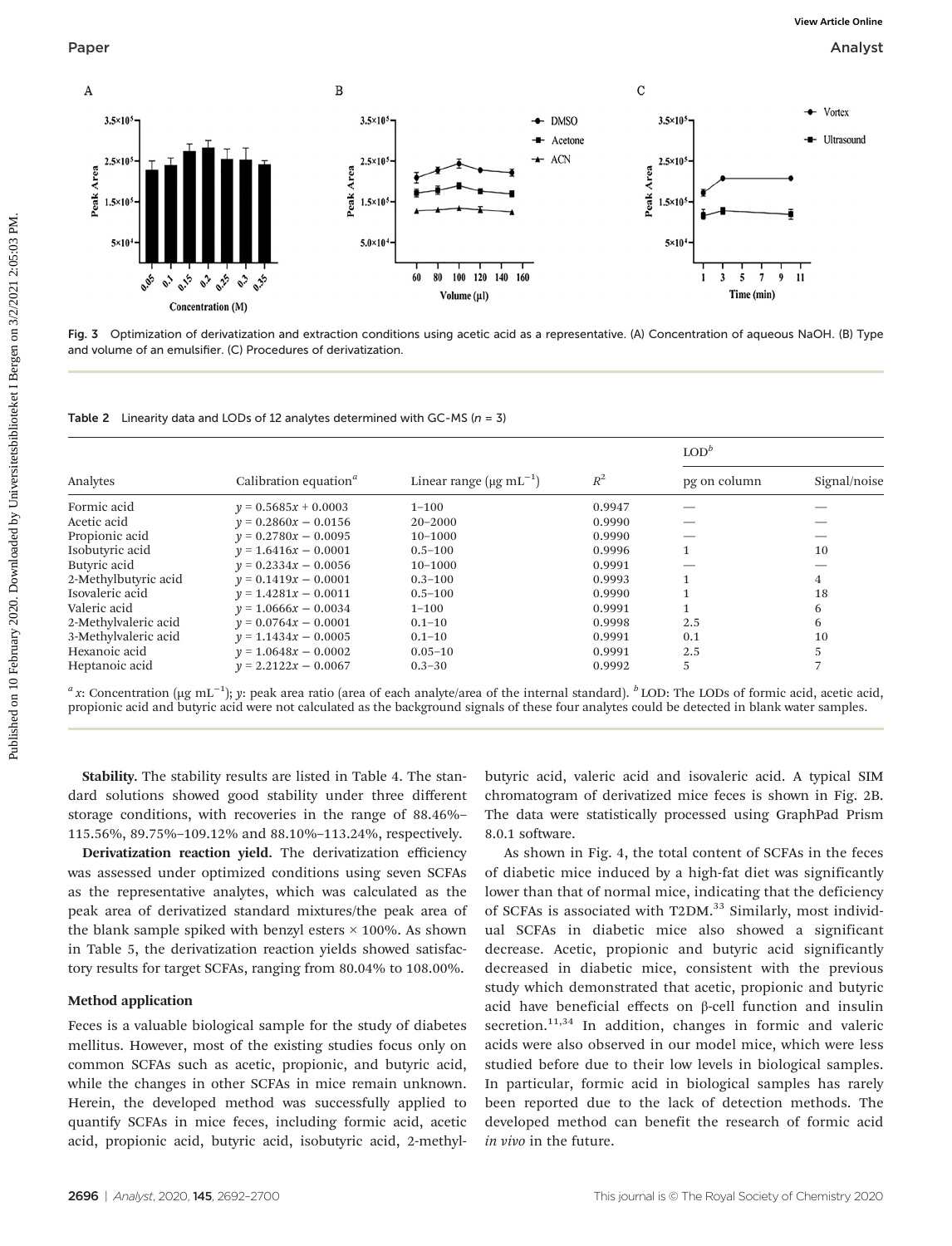Fig. 3 Optimization of derivatization and extraction conditions using acetic acid as a representative. (A) Concentration of aqueous NaOH. (B) Type and volume of an emulsifier. (C) Procedures of derivatization.

Table 2 Linearity data and LODs of 12 analytes determined with GC-MS ($n$ = 3)

| Analytes | Calibration equation[a] | Linear range (μg mL$^{-1}$) | $R^2$ | LOD[b] | |
|---|---|---|---|---|---|
| | | | | pg on column | Signal/noise |
| Formic acid | $y = 0.5685x + 0.0003$ | 1–100 | 0.9947 | — | — |
| Acetic acid | $y = 0.2860x - 0.0156$ | 20–2000 | 0.9990 | — | — |
| Propionic acid | $y = 0.2780x - 0.0095$ | 10–1000 | 0.9990 | — | — |
| Isobutyric acid | $y = 1.6416x - 0.0001$ | 0.5–100 | 0.9996 | 1 | 10 |
| Butyric acid | $y = 0.2334x - 0.0056$ | 10–1000 | 0.9991 | — | — |
| 2-Methylbutyric acid | $y = 0.1419x - 0.0001$ | 0.3–100 | 0.9993 | 1 | 4 |
| Isovaleric acid | $y = 1.4281x - 0.0011$ | 0.5–100 | 0.9990 | 1 | 18 |
| Valeric acid | $y = 1.0666x - 0.0034$ | 1–100 | 0.9991 | 1 | 6 |
| 2-Methylvaleric acid | $y = 0.0764x - 0.0001$ | 0.1–10 | 0.9998 | 2.5 | 6 |
| 3-Methylvaleric acid | $y = 1.1434x - 0.0005$ | 0.1–10 | 0.9991 | 0.1 | 10 |
| Hexanoic acid | $y = 1.0648x - 0.0002$ | 0.05–10 | 0.9991 | 2.5 | 5 |
| Heptanoic acid | $y = 2.2122x - 0.0067$ | 0.3–30 | 0.9992 | 5 | 7 |

[a] $x$: Concentration (μg mL$^{-1}$); $y$: peak area ratio (area of each analyte/area of the internal standard). [b] LOD: The LODs of formic acid, acetic acid, propionic acid and butyric acid were not calculated as the background signals of these four analytes could be detected in blank water samples.

**Stability.** The stability results are listed in Table 4. The standard solutions showed good stability under three different storage conditions, with recoveries in the range of 88.46%–115.56%, 89.75%–109.12% and 88.10%–113.24%, respectively.

**Derivatization reaction yield.** The derivatization efficiency was assessed under optimized conditions using seven SCFAs as the representative analytes, which was calculated as the peak area of derivatized standard mixtures/the peak area of the blank sample spiked with benzyl esters × 100%. As shown in Table 5, the derivatization reaction yields showed satisfactory results for target SCFAs, ranging from 80.04% to 108.00%.

### Method application

Feces is a valuable biological sample for the study of diabetes mellitus. However, most of the existing studies focus only on common SCFAs such as acetic, propionic, and butyric acid, while the changes in other SCFAs in mice remain unknown. Herein, the developed method was successfully applied to quantify SCFAs in mice feces, including formic acid, acetic acid, propionic acid, butyric acid, isobutyric acid, 2-methylbutyric acid, valeric acid and isovaleric acid. A typical SIM chromatogram of derivatized mice feces is shown in Fig. 2B. The data were statistically processed using GraphPad Prism 8.0.1 software.

As shown in Fig. 4, the total content of SCFAs in the feces of diabetic mice induced by a high-fat diet was significantly lower than that of normal mice, indicating that the deficiency of SCFAs is associated with T2DM.[33] Similarly, most individual SCFAs in diabetic mice also showed a significant decrease. Acetic, propionic and butyric acid significantly decreased in diabetic mice, consistent with the previous study which demonstrated that acetic, propionic and butyric acid have beneficial effects on β-cell function and insulin secretion.[11,34] In addition, changes in formic and valeric acids were also observed in our model mice, which were less studied before due to their low levels in biological samples. In particular, formic acid in biological samples has rarely been reported due to the lack of detection methods. The developed method can benefit the research of formic acid *in vivo* in the future.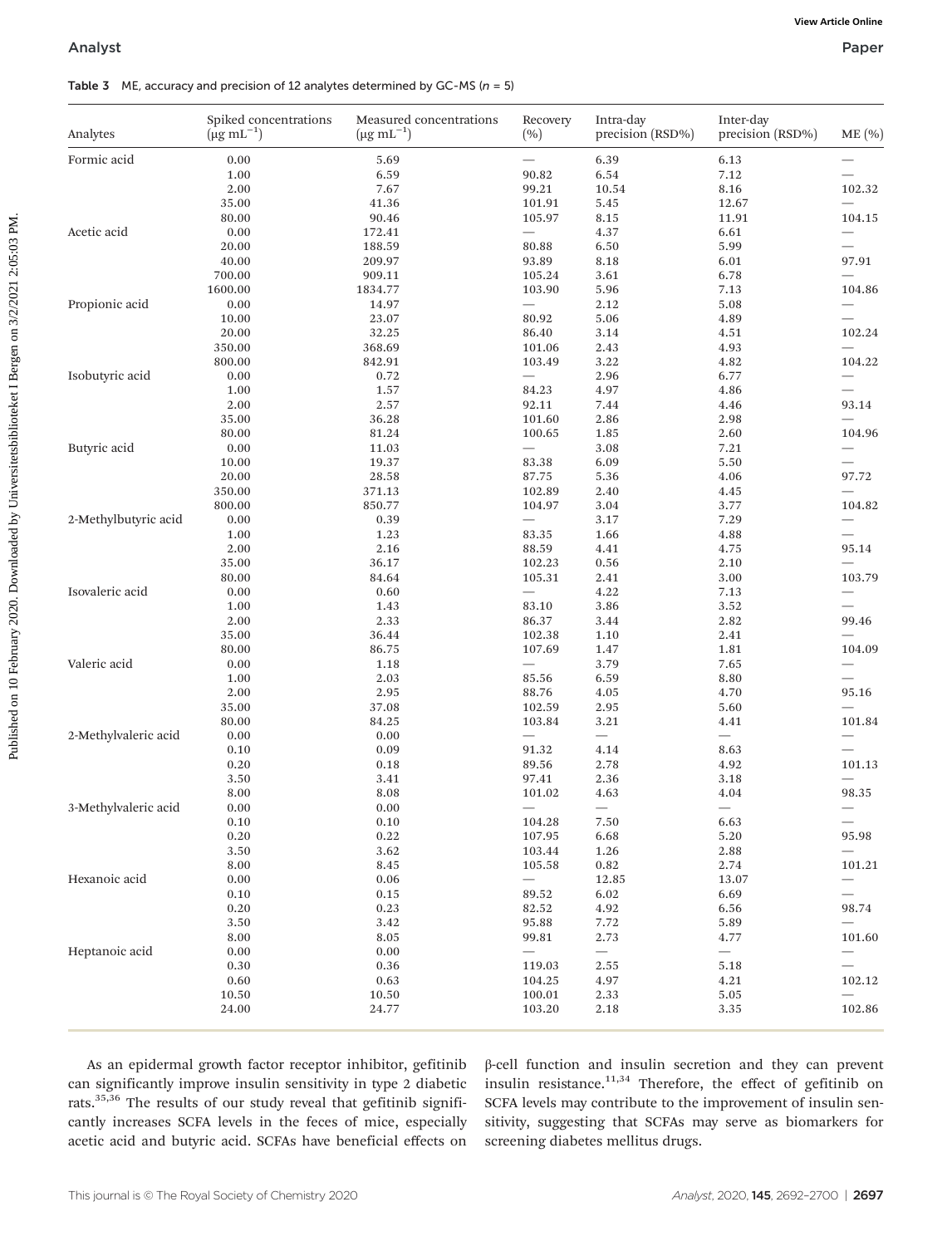Table 3 ME, accuracy and precision of 12 analytes determined by GC-MS ($n$ = 5)

| Analytes | Spiked concentrations ($\mu g\ mL^{-1}$) | Measured concentrations ($\mu g\ mL^{-1}$) | Recovery (%) | Intra-day precision (RSD%) | Inter-day precision (RSD%) | ME (%) |
|---|---|---|---|---|---|---|
| Formic acid | 0.00 | 5.69 | — | 6.39 | 6.13 | — |
| | 1.00 | 6.59 | 90.82 | 6.54 | 7.12 | — |
| | 2.00 | 7.67 | 99.21 | 10.54 | 8.16 | 102.32 |
| | 35.00 | 41.36 | 101.91 | 5.45 | 12.67 | — |
| | 80.00 | 90.46 | 105.97 | 8.15 | 11.91 | 104.15 |
| Acetic acid | 0.00 | 172.41 | — | 4.37 | 6.61 | — |
| | 20.00 | 188.59 | 80.88 | 6.50 | 5.99 | — |
| | 40.00 | 209.97 | 93.89 | 8.18 | 6.01 | 97.91 |
| | 700.00 | 909.11 | 105.24 | 3.61 | 6.78 | — |
| | 1600.00 | 1834.77 | 103.90 | 5.96 | 7.13 | 104.86 |
| Propionic acid | 0.00 | 14.97 | — | 2.12 | 5.08 | — |
| | 10.00 | 23.07 | 80.92 | 5.06 | 4.89 | — |
| | 20.00 | 32.25 | 86.40 | 3.14 | 4.51 | 102.24 |
| | 350.00 | 368.69 | 101.06 | 2.43 | 4.93 | — |
| | 800.00 | 842.91 | 103.49 | 3.22 | 4.82 | 104.22 |
| Isobutyric acid | 0.00 | 0.72 | — | 2.96 | 6.77 | — |
| | 1.00 | 1.57 | 84.23 | 4.97 | 4.86 | — |
| | 2.00 | 2.57 | 92.11 | 7.44 | 4.46 | 93.14 |
| | 35.00 | 36.28 | 101.60 | 2.86 | 2.98 | — |
| | 80.00 | 81.24 | 100.65 | 1.85 | 2.60 | 104.96 |
| Butyric acid | 0.00 | 11.03 | — | 3.08 | 7.21 | — |
| | 10.00 | 19.37 | 83.38 | 6.09 | 5.50 | — |
| | 20.00 | 28.58 | 87.75 | 5.36 | 4.06 | 97.72 |
| | 350.00 | 371.13 | 102.89 | 2.40 | 4.45 | — |
| | 800.00 | 850.77 | 104.97 | 3.04 | 3.77 | 104.82 |
| 2-Methylbutyric acid | 0.00 | 0.39 | — | 3.17 | 7.29 | — |
| | 1.00 | 1.23 | 83.35 | 1.66 | 4.88 | — |
| | 2.00 | 2.16 | 88.59 | 4.41 | 4.75 | 95.14 |
| | 35.00 | 36.17 | 102.23 | 0.56 | 2.10 | — |
| | 80.00 | 84.64 | 105.31 | 2.41 | 3.00 | 103.79 |
| Isovaleric acid | 0.00 | 0.60 | — | 4.22 | 7.13 | — |
| | 1.00 | 1.43 | 83.10 | 3.86 | 3.52 | — |
| | 2.00 | 2.33 | 86.37 | 3.44 | 2.82 | 99.46 |
| | 35.00 | 36.44 | 102.38 | 1.10 | 2.41 | — |
| | 80.00 | 86.75 | 107.69 | 1.47 | 1.81 | 104.09 |
| Valeric acid | 0.00 | 1.18 | — | 3.79 | 7.65 | — |
| | 1.00 | 2.03 | 85.56 | 6.59 | 8.80 | — |
| | 2.00 | 2.95 | 88.76 | 4.05 | 4.70 | 95.16 |
| | 35.00 | 37.08 | 102.59 | 2.95 | 5.60 | — |
| | 80.00 | 84.25 | 103.84 | 3.21 | 4.41 | 101.84 |
| 2-Methylvaleric acid | 0.00 | 0.00 | — | — | — | — |
| | 0.10 | 0.09 | 91.32 | 4.14 | 8.63 | — |
| | 0.20 | 0.18 | 89.56 | 2.78 | 4.92 | 101.13 |
| | 3.50 | 3.41 | 97.41 | 2.36 | 3.18 | — |
| | 8.00 | 8.08 | 101.02 | 4.63 | 4.04 | 98.35 |
| 3-Methylvaleric acid | 0.00 | 0.00 | — | — | — | — |
| | 0.10 | 0.10 | 104.28 | 7.50 | 6.63 | — |
| | 0.20 | 0.22 | 107.95 | 6.68 | 5.20 | 95.98 |
| | 3.50 | 3.62 | 103.44 | 1.26 | 2.88 | — |
| | 8.00 | 8.45 | 105.58 | 0.82 | 2.74 | 101.21 |
| Hexanoic acid | 0.00 | 0.06 | — | 12.85 | 13.07 | — |
| | 0.10 | 0.15 | 89.52 | 6.02 | 6.69 | — |
| | 0.20 | 0.23 | 82.52 | 4.92 | 6.56 | 98.74 |
| | 3.50 | 3.42 | 95.88 | 7.72 | 5.89 | — |
| | 8.00 | 8.05 | 99.81 | 2.73 | 4.77 | 101.60 |
| Heptanoic acid | 0.00 | 0.00 | — | — | — | — |
| | 0.30 | 0.36 | 119.03 | 2.55 | 5.18 | — |
| | 0.60 | 0.63 | 104.25 | 4.97 | 4.21 | 102.12 |
| | 10.50 | 10.50 | 100.01 | 2.33 | 5.05 | — |
| | 24.00 | 24.77 | 103.20 | 2.18 | 3.35 | 102.86 |

As an epidermal growth factor receptor inhibitor, gefitinib can significantly improve insulin sensitivity in type 2 diabetic rats.[35,36] The results of our study reveal that gefitinib significantly increases SCFA levels in the feces of mice, especially acetic acid and butyric acid. SCFAs have beneficial effects on β-cell function and insulin secretion and they can prevent insulin resistance.[11,34] Therefore, the effect of gefitinib on SCFA levels may contribute to the improvement of insulin sensitivity, suggesting that SCFAs may serve as biomarkers for screening diabetes mellitus drugs.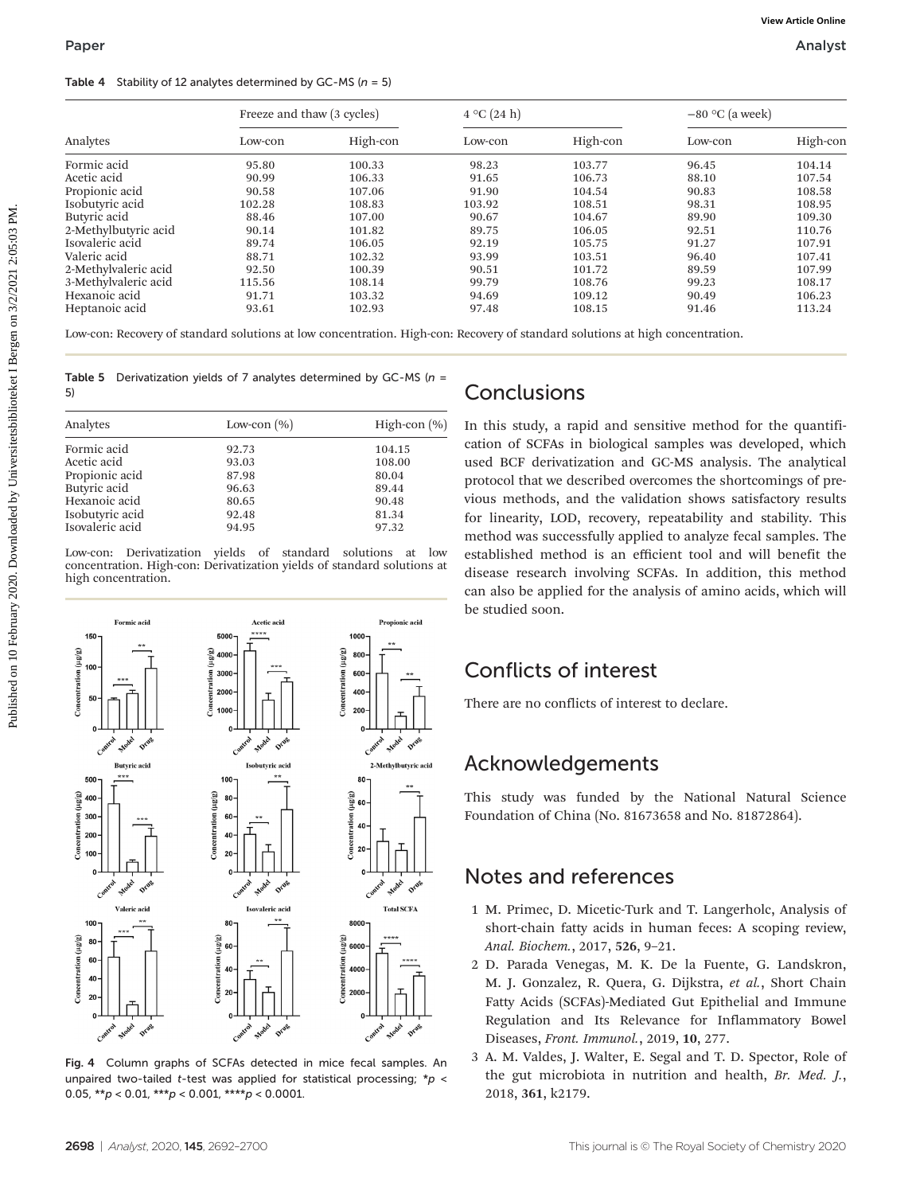**Table 4** Stability of 12 analytes determined by GC-MS ($n$ = 5)

| Analytes | Freeze and thaw (3 cycles) | | 4 °C (24 h) | | −80 °C (a week) | |
|---|---|---|---|---|---|---|
| | Low-con | High-con | Low-con | High-con | Low-con | High-con |
| Formic acid | 95.80 | 100.33 | 98.23 | 103.77 | 96.45 | 104.14 |
| Acetic acid | 90.99 | 106.33 | 91.65 | 106.73 | 88.10 | 107.54 |
| Propionic acid | 90.58 | 107.06 | 91.90 | 104.54 | 90.83 | 108.58 |
| Isobutyric acid | 102.28 | 108.83 | 103.92 | 108.51 | 98.31 | 108.95 |
| Butyric acid | 88.46 | 107.00 | 90.67 | 104.67 | 89.90 | 109.30 |
| 2-Methylbutyric acid | 90.14 | 101.82 | 89.75 | 106.05 | 92.51 | 110.76 |
| Isovaleric acid | 89.74 | 106.05 | 92.19 | 105.75 | 91.27 | 107.91 |
| Valeric acid | 88.71 | 102.32 | 93.99 | 103.51 | 96.40 | 107.41 |
| 2-Methylvaleric acid | 92.50 | 100.39 | 90.51 | 101.72 | 89.59 | 107.99 |
| 3-Methylvaleric acid | 115.56 | 108.14 | 99.79 | 108.76 | 99.23 | 108.17 |
| Hexanoic acid | 91.71 | 103.32 | 94.69 | 109.12 | 90.49 | 106.23 |
| Heptanoic acid | 93.61 | 102.93 | 97.48 | 108.15 | 91.46 | 113.24 |

Low-con: Recovery of standard solutions at low concentration. High-con: Recovery of standard solutions at high concentration.

**Table 5** Derivatization yields of 7 analytes determined by GC-MS ($n$ = 5)

| Analytes | Low-con (%) | High-con (%) |
|---|---|---|
| Formic acid | 92.73 | 104.15 |
| Acetic acid | 93.03 | 108.00 |
| Propionic acid | 87.98 | 80.04 |
| Butyric acid | 96.63 | 89.44 |
| Hexanoic acid | 80.65 | 90.48 |
| Isobutyric acid | 92.48 | 81.34 |
| Isovaleric acid | 94.95 | 97.32 |

Low-con: Derivatization yields of standard solutions at low concentration. High-con: Derivatization yields of standard solutions at high concentration.

**Fig. 4** Column graphs of SCFAs detected in mice fecal samples. An unpaired two-tailed $t$-test was applied for statistical processing; \*$p$ < 0.05, \*\*$p$ < 0.01, \*\*\*$p$ < 0.001, \*\*\*\*$p$ < 0.0001.

## Conclusions

In this study, a rapid and sensitive method for the quantification of SCFAs in biological samples was developed, which used BCF derivatization and GC-MS analysis. The analytical protocol that we described overcomes the shortcomings of previous methods, and the validation shows satisfactory results for linearity, LOD, recovery, repeatability and stability. This method was successfully applied to analyze fecal samples. The established method is an efficient tool and will benefit the disease research involving SCFAs. In addition, this method can also be applied for the analysis of amino acids, which will be studied soon.

## Conflicts of interest

There are no conflicts of interest to declare.

## Acknowledgements

This study was funded by the National Natural Science Foundation of China (No. 81673658 and No. 81872864).

## Notes and references

1 M. Primec, D. Micetic-Turk and T. Langerholc, Analysis of short-chain fatty acids in human feces: A scoping review, *Anal. Biochem.*, 2017, **526**, 9–21.

2 D. Parada Venegas, M. K. De la Fuente, G. Landskron, M. J. Gonzalez, R. Quera, G. Dijkstra, *et al.*, Short Chain Fatty Acids (SCFAs)-Mediated Gut Epithelial and Immune Regulation and Its Relevance for Inflammatory Bowel Diseases, *Front. Immunol.*, 2019, **10**, 277.

3 A. M. Valdes, J. Walter, E. Segal and T. D. Spector, Role of the gut microbiota in nutrition and health, *Br. Med. J.*, 2018, **361**, k2179.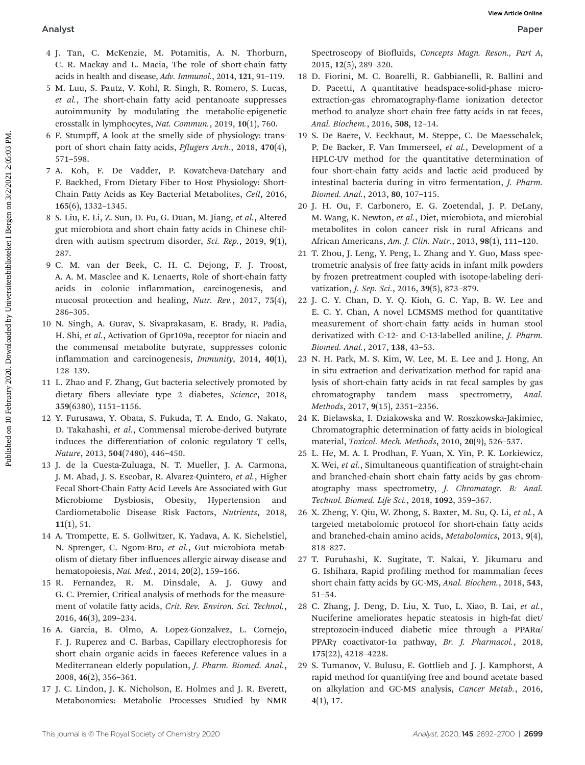4 J. Tan, C. McKenzie, M. Potamitis, A. N. Thorburn, C. R. Mackay and L. Macia, The role of short-chain fatty acids in health and disease, *Adv. Immunol.*, 2014, **121**, 91–119.

5 M. Luu, S. Pautz, V. Kohl, R. Singh, R. Romero, S. Lucas, *et al.*, The short-chain fatty acid pentanoate suppresses autoimmunity by modulating the metabolic-epigenetic crosstalk in lymphocytes, *Nat. Commun.*, 2019, **10**(1), 760.

6 F. Stumpff, A look at the smelly side of physiology: transport of short chain fatty acids, *Pflugers Arch.*, 2018, **470**(4), 571–598.

7 A. Koh, F. De Vadder, P. Kovatcheva-Datchary and F. Backhed, From Dietary Fiber to Host Physiology: Short-Chain Fatty Acids as Key Bacterial Metabolites, *Cell*, 2016, **165**(6), 1332–1345.

8 S. Liu, E. Li, Z. Sun, D. Fu, G. Duan, M. Jiang, *et al.*, Altered gut microbiota and short chain fatty acids in Chinese children with autism spectrum disorder, *Sci. Rep.*, 2019, **9**(1), 287.

9 C. M. van der Beek, C. H. C. Dejong, F. J. Troost, A. A. M. Masclee and K. Lenaerts, Role of short-chain fatty acids in colonic inflammation, carcinogenesis, and mucosal protection and healing, *Nutr. Rev.*, 2017, **75**(4), 286–305.

10 N. Singh, A. Gurav, S. Sivaprakasam, E. Brady, R. Padia, H. Shi, *et al.*, Activation of Gpr109a, receptor for niacin and the commensal metabolite butyrate, suppresses colonic inflammation and carcinogenesis, *Immunity*, 2014, **40**(1), 128–139.

11 L. Zhao and F. Zhang, Gut bacteria selectively promoted by dietary fibers alleviate type 2 diabetes, *Science*, 2018, **359**(6380), 1151–1156.

12 Y. Furusawa, Y. Obata, S. Fukuda, T. A. Endo, G. Nakato, D. Takahashi, *et al.*, Commensal microbe-derived butyrate induces the differentiation of colonic regulatory T cells, *Nature*, 2013, **504**(7480), 446–450.

13 J. de la Cuesta-Zuluaga, N. T. Mueller, J. A. Carmona, J. M. Abad, J. S. Escobar, R. Alvarez-Quintero, *et al.*, Higher Fecal Short-Chain Fatty Acid Levels Are Associated with Gut Microbiome Dysbiosis, Obesity, Hypertension and Cardiometabolic Disease Risk Factors, *Nutrients*, 2018, **11**(1), 51.

14 A. Trompette, E. S. Gollwitzer, K. Yadava, A. K. Sichelstiel, N. Sprenger, C. Ngom-Bru, *et al.*, Gut microbiota metabolism of dietary fiber influences allergic airway disease and hematopoiesis, *Nat. Med.*, 2014, **20**(2), 159–166.

15 R. Fernandez, R. M. Dinsdale, A. J. Guwy and G. C. Premier, Critical analysis of methods for the measurement of volatile fatty acids, *Crit. Rev. Environ. Sci. Technol.*, 2016, **46**(3), 209–234.

16 A. Garcia, B. Olmo, A. Lopez-Gonzalvez, L. Cornejo, F. J. Ruperez and C. Barbas, Capillary electrophoresis for short chain organic acids in faeces Reference values in a Mediterranean elderly population, *J. Pharm. Biomed. Anal.*, 2008, **46**(2), 356–361.

17 J. C. Lindon, J. K. Nicholson, E. Holmes and J. R. Everett, Metabonomics: Metabolic Processes Studied by NMR Spectroscopy of Biofluids, *Concepts Magn. Reson., Part A*, 2015, **12**(5), 289–320.

18 D. Fiorini, M. C. Boarelli, R. Gabbianelli, R. Ballini and D. Pacetti, A quantitative headspace-solid-phase microextraction-gas chromatography-flame ionization detector method to analyze short chain free fatty acids in rat feces, *Anal. Biochem.*, 2016, **508**, 12–14.

19 S. De Baere, V. Eeckhaut, M. Steppe, C. De Maesschalck, P. De Backer, F. Van Immerseel, *et al.*, Development of a HPLC-UV method for the quantitative determination of four short-chain fatty acids and lactic acid produced by intestinal bacteria during in vitro fermentation, *J. Pharm. Biomed. Anal.*, 2013, **80**, 107–115.

20 J. H. Ou, F. Carbonero, E. G. Zoetendal, J. P. DeLany, M. Wang, K. Newton, *et al.*, Diet, microbiota, and microbial metabolites in colon cancer risk in rural Africans and African Americans, *Am. J. Clin. Nutr.*, 2013, **98**(1), 111–120.

21 T. Zhou, J. Leng, Y. Peng, L. Zhang and Y. Guo, Mass spectrometric analysis of free fatty acids in infant milk powders by frozen pretreatment coupled with isotope-labeling derivatization, *J. Sep. Sci.*, 2016, **39**(5), 873–879.

22 J. C. Y. Chan, D. Y. Q. Kioh, G. C. Yap, B. W. Lee and E. C. Y. Chan, A novel LCMSMS method for quantitative measurement of short-chain fatty acids in human stool derivatized with C-12- and C-13-labelled aniline, *J. Pharm. Biomed. Anal.*, 2017, **138**, 43–53.

23 N. H. Park, M. S. Kim, W. Lee, M. E. Lee and J. Hong, An in situ extraction and derivatization method for rapid analysis of short-chain fatty acids in rat fecal samples by gas chromatography tandem mass spectrometry, *Anal. Methods*, 2017, **9**(15), 2351–2356.

24 K. Bielawska, I. Dziakowska and W. Roszkowska-Jakimiec, Chromatographic determination of fatty acids in biological material, *Toxicol. Mech. Methods*, 2010, **20**(9), 526–537.

25 L. He, M. A. I. Prodhan, F. Yuan, X. Yin, P. K. Lorkiewicz, X. Wei, *et al.*, Simultaneous quantification of straight-chain and branched-chain short chain fatty acids by gas chromatography mass spectrometry, *J. Chromatogr. B: Anal. Technol. Biomed. Life Sci.*, 2018, **1092**, 359–367.

26 X. Zheng, Y. Qiu, W. Zhong, S. Baxter, M. Su, Q. Li, *et al.*, A targeted metabolomic protocol for short-chain fatty acids and branched-chain amino acids, *Metabolomics*, 2013, **9**(4), 818–827.

27 T. Furuhashi, K. Sugitate, T. Nakai, Y. Jikumaru and G. Ishihara, Rapid profiling method for mammalian feces short chain fatty acids by GC-MS, *Anal. Biochem.*, 2018, **543**, 51–54.

28 C. Zhang, J. Deng, D. Liu, X. Tuo, L. Xiao, B. Lai, *et al.*, Nuciferine ameliorates hepatic steatosis in high-fat diet/streptozocin-induced diabetic mice through a PPARα/PPARγ coactivator-1α pathway, *Br. J. Pharmacol.*, 2018, **175**(22), 4218–4228.

29 S. Tumanov, V. Bulusu, E. Gottlieb and J. J. Kamphorst, A rapid method for quantifying free and bound acetate based on alkylation and GC-MS analysis, *Cancer Metab.*, 2016, **4**(1), 17.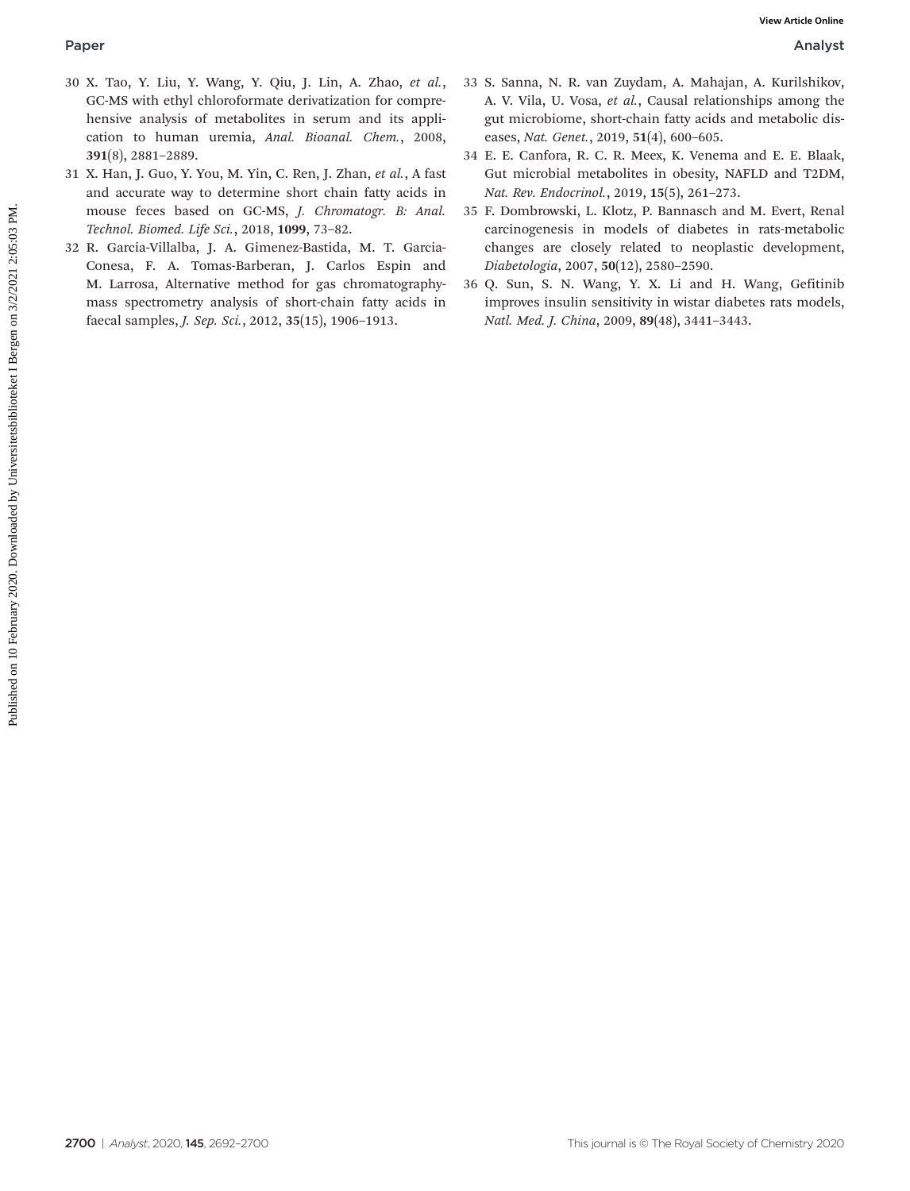30 X. Tao, Y. Liu, Y. Wang, Y. Qiu, J. Lin, A. Zhao, *et al.*, GC-MS with ethyl chloroformate derivatization for comprehensive analysis of metabolites in serum and its application to human uremia, *Anal. Bioanal. Chem.*, 2008, **391**(8), 2881–2889.

31 X. Han, J. Guo, Y. You, M. Yin, C. Ren, J. Zhan, *et al.*, A fast and accurate way to determine short chain fatty acids in mouse feces based on GC-MS, *J. Chromatogr. B: Anal. Technol. Biomed. Life Sci.*, 2018, **1099**, 73–82.

32 R. Garcia-Villalba, J. A. Gimenez-Bastida, M. T. Garcia-Conesa, F. A. Tomas-Barberan, J. Carlos Espin and M. Larrosa, Alternative method for gas chromatography-mass spectrometry analysis of short-chain fatty acids in faecal samples, *J. Sep. Sci.*, 2012, **35**(15), 1906–1913.

33 S. Sanna, N. R. van Zuydam, A. Mahajan, A. Kurilshikov, A. V. Vila, U. Vosa, *et al.*, Causal relationships among the gut microbiome, short-chain fatty acids and metabolic diseases, *Nat. Genet.*, 2019, **51**(4), 600–605.

34 E. E. Canfora, R. C. R. Meex, K. Venema and E. E. Blaak, Gut microbial metabolites in obesity, NAFLD and T2DM, *Nat. Rev. Endocrinol.*, 2019, **15**(5), 261–273.

35 F. Dombrowski, L. Klotz, P. Bannasch and M. Evert, Renal carcinogenesis in models of diabetes in rats-metabolic changes are closely related to neoplastic development, *Diabetologia*, 2007, **50**(12), 2580–2590.

36 Q. Sun, S. N. Wang, Y. X. Li and H. Wang, Gefitinib improves insulin sensitivity in wistar diabetes rats models, *Natl. Med. J. China*, 2009, **89**(48), 3441–3443.